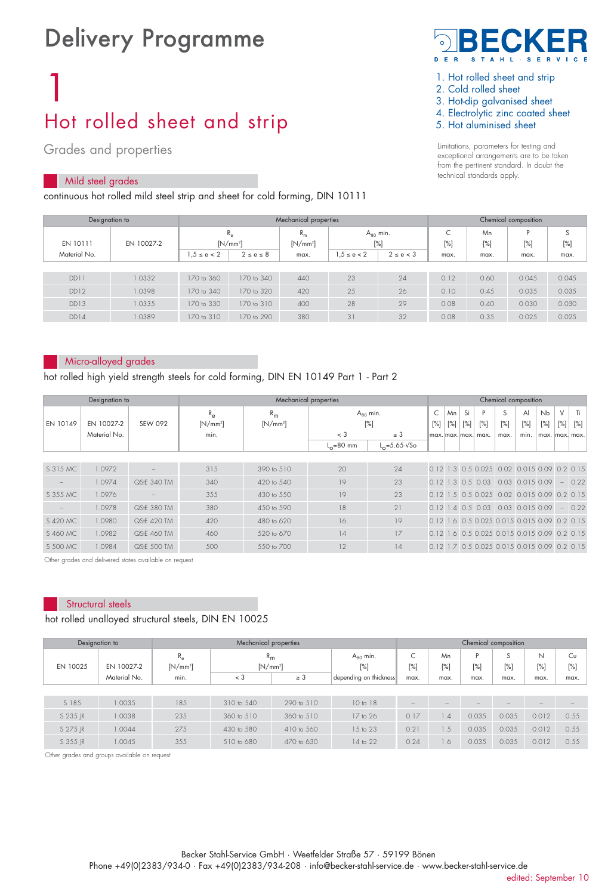# Delivery Programme

# 1

## Hot rolled sheet and strip

Grades and properties

1. Hot rolled sheet and strip
2. Cold rolled sheet
3. Hot-dip galvanised sheet
4. Electrolytic zinc coated sheet
5. Hot aluminised sheet

Limitations, parameters for testing and exceptional arrangements are to be taken from the pertinent standard. In doubt the technical standards apply.

### Mild steel grades

continuous hot rolled mild steel strip and sheet for cold forming, DIN 10111

| Designation to | | Mechanical properties | | | | | Chemical composition | | | |
|---|---|---|---|---|---|---|---|---|---|---|
| EN 10111 | EN 10027-2 | $R_e$ [N/mm²] | | $R_m$ [N/mm²] | $A_{80}$ min. [%] | | C [%] | Mn [%] | P [%] | S [%] |
| | Material No. | 1,5 ≤ e < 2 | 2 ≤ e ≤ 8 | max. | 1,5 ≤ e < 2 | 2 ≤ e < 3 | max. | max. | max. | max. |
| DD11 | 1.0332 | 170 to 360 | 170 to 340 | 440 | 23 | 24 | 0.12 | 0.60 | 0.045 | 0.045 |
| DD12 | 1.0398 | 170 to 340 | 170 to 320 | 420 | 25 | 26 | 0.10 | 0.45 | 0.035 | 0.035 |
| DD13 | 1.0335 | 170 to 330 | 170 to 310 | 400 | 28 | 29 | 0.08 | 0.40 | 0.030 | 0.030 |
| DD14 | 1.0389 | 170 to 310 | 170 to 290 | 380 | 31 | 32 | 0.08 | 0.35 | 0.025 | 0.025 |

### Micro-alloyed grades

hot rolled high yield strength steels for cold forming, DIN EN 10149 Part 1 - Part 2

| Designation to | | | Mechanical properties | | | | Chemical composition | | | | | | | | |
|---|---|---|---|---|---|---|---|---|---|---|---|---|---|---|---|
| EN 10149 | EN 10027-2 | SEW 092 | $R_e$ [N/mm²] | $R_m$ [N/mm²] | $A_{80}$ min. [%] | | C [%] | Mn [%] | Si [%] | P [%] | S [%] | Al [%] | Nb [%] | V [%] | Ti [%] |
| | Material No. | | min. | | < 3 | ≥ 3 | max. | max. | max. | max. | max. | min. | max. | max. | max. |
| | | | | | $L_o$=80 mm | $L_o$=5.65·√So | | | | | | | | | |
| S 315 MC | 1.0972 | – | 315 | 390 to 510 | 20 | 24 | 0.12 | 1.3 | 0.5 | 0.025 | 0.02 | 0.015 | 0.09 | 0.2 | 0.15 |
| – | 1.0974 | QStE 340 TM | 340 | 420 to 540 | 19 | 23 | 0.12 | 1.3 | 0.5 | 0.03 | 0.03 | 0.015 | 0.09 | – | 0.22 |
| S 355 MC | 1.0976 | – | 355 | 430 to 550 | 19 | 23 | 0.12 | 1.5 | 0.5 | 0.025 | 0.02 | 0.015 | 0.09 | 0.2 | 0.15 |
| – | 1.0978 | QStE 380 TM | 380 | 450 to 590 | 18 | 21 | 0.12 | 1.4 | 0.5 | 0.03 | 0.03 | 0.015 | 0.09 | – | 0.22 |
| S 420 MC | 1.0980 | QStE 420 TM | 420 | 480 to 620 | 16 | 19 | 0.12 | 1.6 | 0.5 | 0.025 | 0.015 | 0.015 | 0.09 | 0.2 | 0.15 |
| S 460 MC | 1.0982 | QStE 460 TM | 460 | 520 to 670 | 14 | 17 | 0.12 | 1.6 | 0.5 | 0.025 | 0.015 | 0.015 | 0.09 | 0.2 | 0.15 |
| S 500 MC | 1.0984 | QStE 500 TM | 500 | 550 to 700 | 12 | 14 | 0.12 | 1.7 | 0.5 | 0.025 | 0.015 | 0.015 | 0.09 | 0.2 | 0.15 |

Other grades and delivered states available on request

### Structural steels

hot rolled unalloyed structural steels, DIN EN 10025

| Designation to | | Mechanical properties | | | | Chemical composition | | | | | |
|---|---|---|---|---|---|---|---|---|---|---|---|
| EN 10025 | EN 10027-2 | $R_e$ [N/mm²] | $R_m$ [N/mm²] | | $A_{80}$ min. [%] | C [%] | Mn [%] | P [%] | S [%] | N [%] | Cu [%] |
| | Material No. | min. | < 3 | ≥ 3 | depending on thickness | max. | max. | max. | max. | max. | max. |
| S 185 | 1.0035 | 185 | 310 to 540 | 290 to 510 | 10 to 18 | – | – | – | – | – | – |
| S 235 JR | 1.0038 | 235 | 360 to 510 | 360 to 510 | 17 to 26 | 0.17 | 1.4 | 0.035 | 0.035 | 0.012 | 0.55 |
| S 275 JR | 1.0044 | 275 | 430 to 580 | 410 to 560 | 15 to 23 | 0.21 | 1.5 | 0.035 | 0.035 | 0.012 | 0.55 |
| S 355 JR | 1.0045 | 355 | 510 to 680 | 470 to 630 | 14 to 22 | 0.24 | 1.6 | 0.035 | 0.035 | 0.012 | 0.55 |

Other grades and groups available on request

Becker Stahl-Service GmbH · Weetfelder Straße 57 · 59199 Bönen
Phone +49(0)2383/934-0 · Fax +49(0)2383/934-208 · info@becker-stahl-service.de · www.becker-stahl-service.de

edited: September 10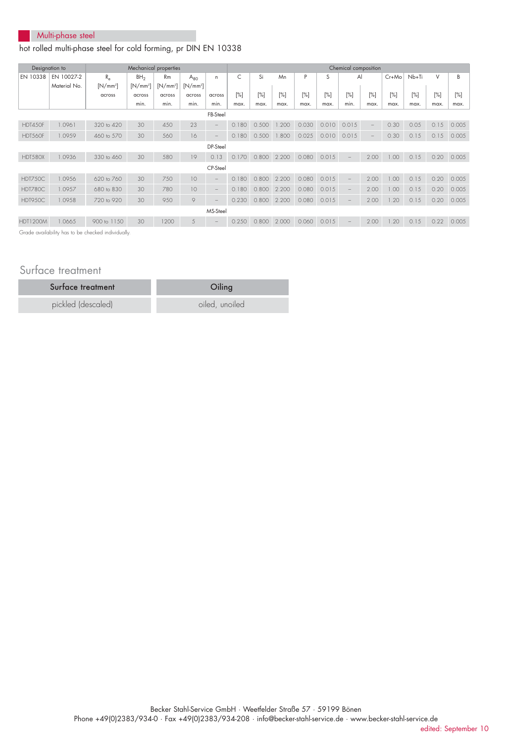## Multi-phase steel

hot rolled multi-phase steel for cold forming, pr DIN EN 10338

| Designation to | | Mechanical properties | | | | | Chemical composition | | | | | | | | | | |
|---|---|---|---|---|---|---|---|---|---|---|---|---|---|---|---|---|---|
| EN 10338 | EN 10027-2 Material No. | $R_e$ [N/mm²] across | $BH_2$ [N/mm²] across min. | Rm [N/mm²] across min. | $A_{80}$ [N/mm²] across min. | n across min. | C [%] max. | Si [%] max. | Mn [%] max. | P [%] max. | S [%] max. | Al [%] min. | Al [%] max. | Cr+Mo [%] max. | Nb+Ti [%] max. | V [%] max. | B [%] max. |
| | | | | | | FB-Steel | | | | | | | | | | | |
| HDT450F | 1.0961 | 320 to 420 | 30 | 450 | 23 | – | 0.180 | 0.500 | 1.200 | 0.030 | 0.010 | 0.015 | – | 0.30 | 0.05 | 0.15 | 0.005 |
| HDT560F | 1.0959 | 460 to 570 | 30 | 560 | 16 | – | 0.180 | 0.500 | 1.800 | 0.025 | 0.010 | 0.015 | – | 0.30 | 0.15 | 0.15 | 0.005 |
| | | | | | | DP-Steel | | | | | | | | | | | |
| HDT580X | 1.0936 | 330 to 460 | 30 | 580 | 19 | 0.13 | 0.170 | 0.800 | 2.200 | 0.080 | 0.015 | – | 2.00 | 1.00 | 0.15 | 0.20 | 0.005 |
| | | | | | | CP-Steel | | | | | | | | | | | |
| HDT750C | 1.0956 | 620 to 760 | 30 | 750 | 10 | – | 0.180 | 0.800 | 2.200 | 0.080 | 0.015 | – | 2.00 | 1.00 | 0.15 | 0.20 | 0.005 |
| HDT780C | 1.0957 | 680 to 830 | 30 | 780 | 10 | – | 0.180 | 0.800 | 2.200 | 0.080 | 0.015 | – | 2.00 | 1.00 | 0.15 | 0.20 | 0.005 |
| HDT950C | 1.0958 | 720 to 920 | 30 | 950 | 9 | – | 0.230 | 0.800 | 2.200 | 0.080 | 0.015 | – | 2.00 | 1.20 | 0.15 | 0.20 | 0.005 |
| | | | | | | MS-Steel | | | | | | | | | | | |
| HDT1200M | 1.0665 | 900 to 1150 | 30 | 1200 | 5 | – | 0.250 | 0.800 | 2.000 | 0.060 | 0.015 | – | 2.00 | 1.20 | 0.15 | 0.22 | 0.005 |

Grade availability has to be checked individually.

## Surface treatment

| Surface treatment | Oiling |
|---|---|
| pickled (descaled) | oiled, unoiled |

Becker Stahl-Service GmbH · Weetfelder Straße 57 · 59199 Bönen
Phone +49(0)2383/934-0 · Fax +49(0)2383/934-208 · info@becker-stahl-service.de · www.becker-stahl-service.de

edited: September 10